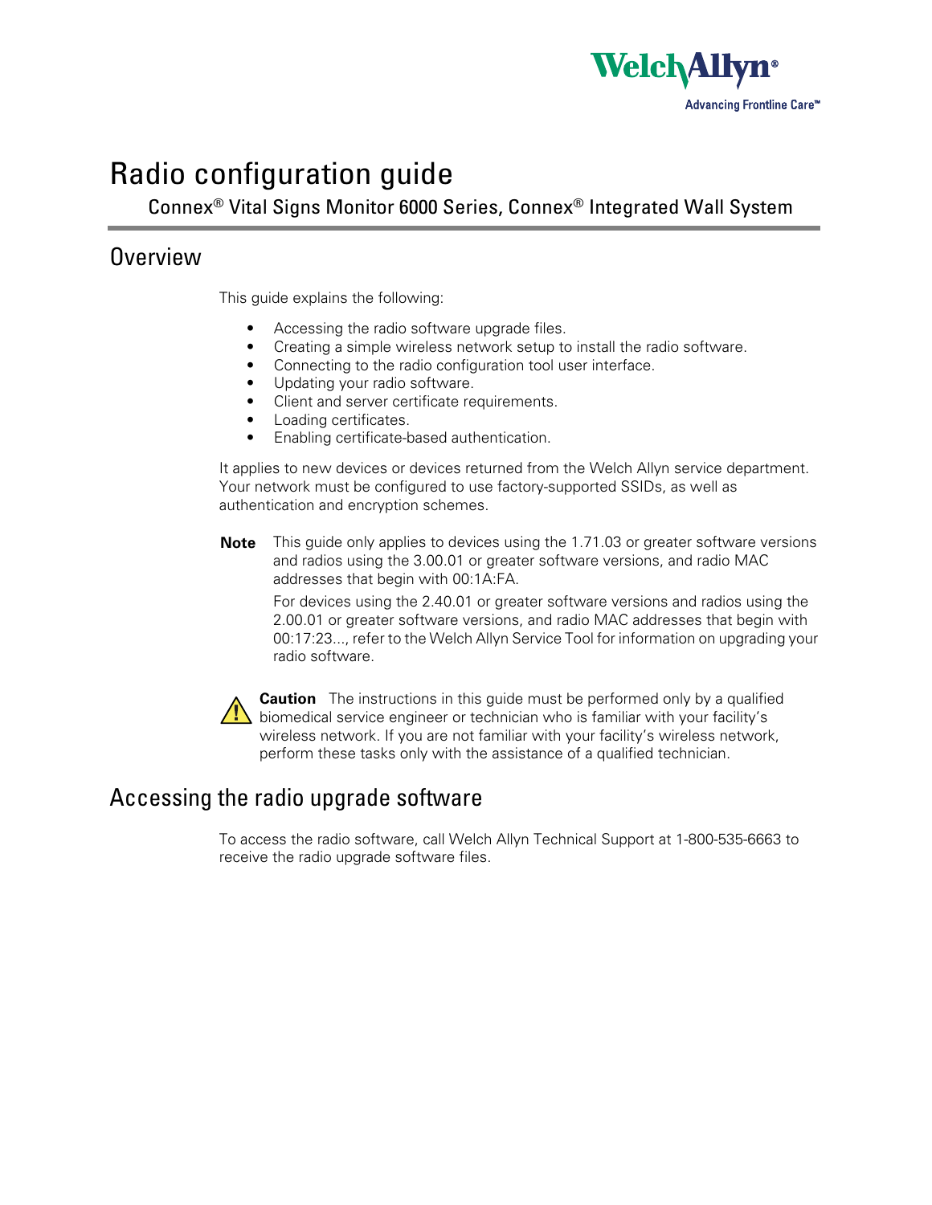Welch Allyn®
Advancing Frontline Care™

# Radio configuration guide

Connex® Vital Signs Monitor 6000 Series, Connex® Integrated Wall System

## Overview

This guide explains the following:

- Accessing the radio software upgrade files.
- Creating a simple wireless network setup to install the radio software.
- Connecting to the radio configuration tool user interface.
- Updating your radio software.
- Client and server certificate requirements.
- Loading certificates.
- Enabling certificate-based authentication.

It applies to new devices or devices returned from the Welch Allyn service department. Your network must be configured to use factory-supported SSIDs, as well as authentication and encryption schemes.

**Note** This guide only applies to devices using the 1.71.03 or greater software versions and radios using the 3.00.01 or greater software versions, and radio MAC addresses that begin with 00:1A:FA.

For devices using the 2.40.01 or greater software versions and radios using the 2.00.01 or greater software versions, and radio MAC addresses that begin with 00:17:23..., refer to the Welch Allyn Service Tool for information on upgrading your radio software.

**Caution** The instructions in this guide must be performed only by a qualified biomedical service engineer or technician who is familiar with your facility's wireless network. If you are not familiar with your facility's wireless network, perform these tasks only with the assistance of a qualified technician.

## Accessing the radio upgrade software

To access the radio software, call Welch Allyn Technical Support at 1-800-535-6663 to receive the radio upgrade software files.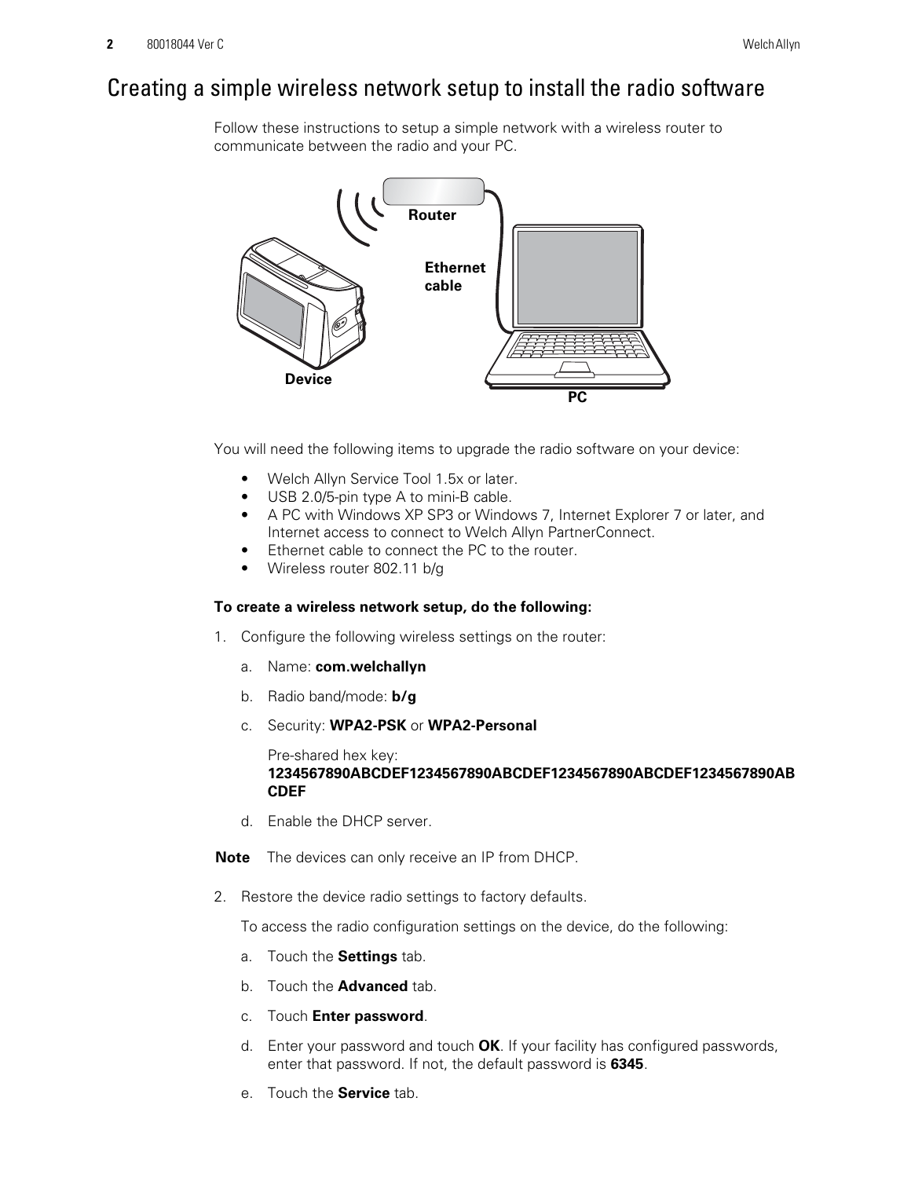# Creating a simple wireless network setup to install the radio software

Follow these instructions to setup a simple network with a wireless router to communicate between the radio and your PC.

You will need the following items to upgrade the radio software on your device:

- Welch Allyn Service Tool 1.5x or later.
- USB 2.0/5-pin type A to mini-B cable.
- A PC with Windows XP SP3 or Windows 7, Internet Explorer 7 or later, and Internet access to connect to Welch Allyn PartnerConnect.
- Ethernet cable to connect the PC to the router.
- Wireless router 802.11 b/g

**To create a wireless network setup, do the following:**

1. Configure the following wireless settings on the router:

   a. Name: **com.welchallyn**

   b. Radio band/mode: **b/g**

   c. Security: **WPA2-PSK** or **WPA2-Personal**

      Pre-shared hex key: **1234567890ABCDEF1234567890ABCDEF1234567890ABCDEF1234567890ABCDEF**

   d. Enable the DHCP server.

**Note** The devices can only receive an IP from DHCP.

2. Restore the device radio settings to factory defaults.

   To access the radio configuration settings on the device, do the following:

   a. Touch the **Settings** tab.

   b. Touch the **Advanced** tab.

   c. Touch **Enter password**.

   d. Enter your password and touch **OK**. If your facility has configured passwords, enter that password. If not, the default password is **6345**.

   e. Touch the **Service** tab.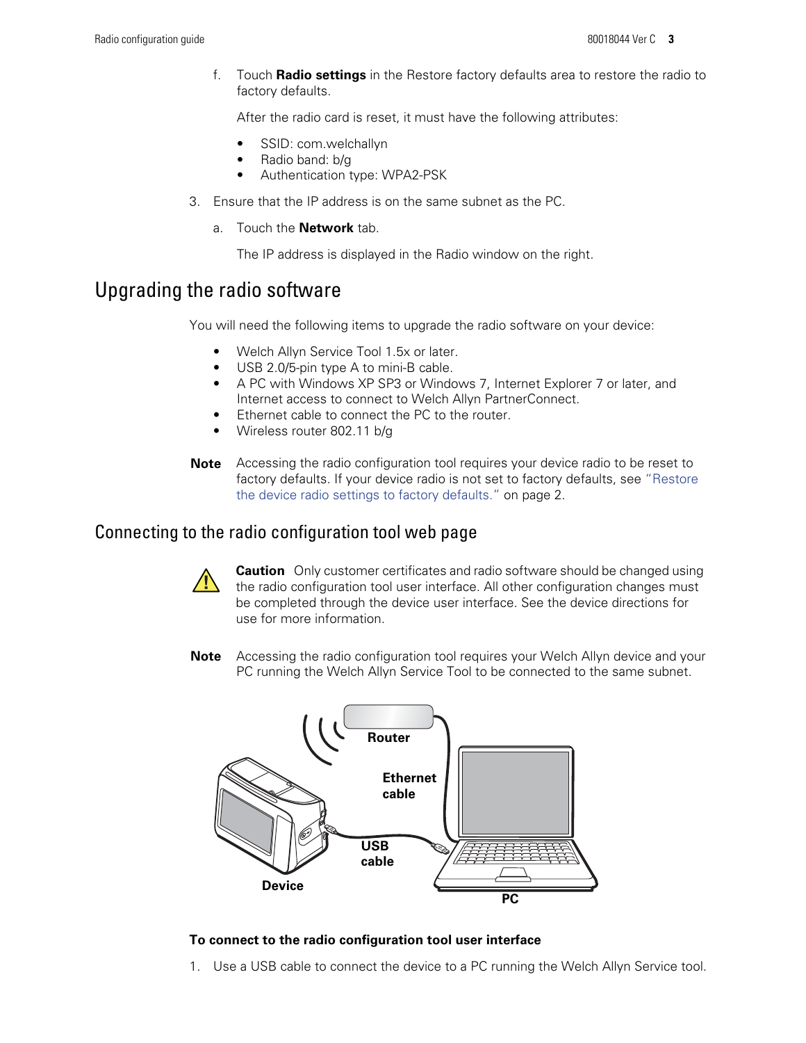f. Touch **Radio settings** in the Restore factory defaults area to restore the radio to factory defaults.

   After the radio card is reset, it must have the following attributes:

   - SSID: com.welchallyn
   - Radio band: b/g
   - Authentication type: WPA2-PSK

3. Ensure that the IP address is on the same subnet as the PC.

   a. Touch the **Network** tab.

      The IP address is displayed in the Radio window on the right.

## Upgrading the radio software

You will need the following items to upgrade the radio software on your device:

- Welch Allyn Service Tool 1.5x or later.
- USB 2.0/5-pin type A to mini-B cable.
- A PC with Windows XP SP3 or Windows 7, Internet Explorer 7 or later, and Internet access to connect to Welch Allyn PartnerConnect.
- Ethernet cable to connect the PC to the router.
- Wireless router 802.11 b/g

**Note** Accessing the radio configuration tool requires your device radio to be reset to factory defaults. If your device radio is not set to factory defaults, see "Restore the device radio settings to factory defaults." on page 2.

### Connecting to the radio configuration tool web page

**Caution** Only customer certificates and radio software should be changed using the radio configuration tool user interface. All other configuration changes must be completed through the device user interface. See the device directions for use for more information.

**Note** Accessing the radio configuration tool requires your Welch Allyn device and your PC running the Welch Allyn Service Tool to be connected to the same subnet.

Router

Ethernet cable

USB cable

Device

PC

**To connect to the radio configuration tool user interface**

1. Use a USB cable to connect the device to a PC running the Welch Allyn Service tool.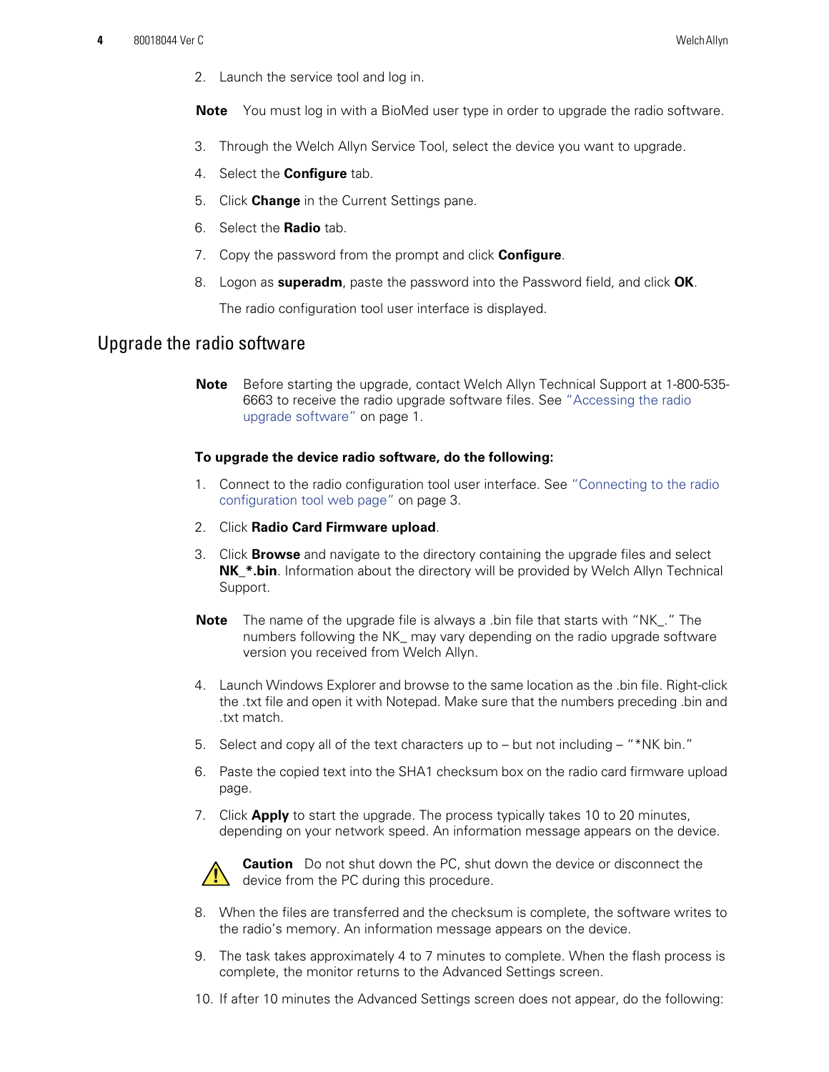2. Launch the service tool and log in.

**Note** You must log in with a BioMed user type in order to upgrade the radio software.

3. Through the Welch Allyn Service Tool, select the device you want to upgrade.
4. Select the **Configure** tab.
5. Click **Change** in the Current Settings pane.
6. Select the **Radio** tab.
7. Copy the password from the prompt and click **Configure**.
8. Logon as **superadm**, paste the password into the Password field, and click **OK**.

   The radio configuration tool user interface is displayed.

## Upgrade the radio software

**Note** Before starting the upgrade, contact Welch Allyn Technical Support at 1-800-535-6663 to receive the radio upgrade software files. See "Accessing the radio upgrade software" on page 1.

**To upgrade the device radio software, do the following:**

1. Connect to the radio configuration tool user interface. See "Connecting to the radio configuration tool web page" on page 3.
2. Click **Radio Card Firmware upload**.
3. Click **Browse** and navigate to the directory containing the upgrade files and select **NK_*.bin**. Information about the directory will be provided by Welch Allyn Technical Support.

**Note** The name of the upgrade file is always a .bin file that starts with "NK_." The numbers following the NK_ may vary depending on the radio upgrade software version you received from Welch Allyn.

4. Launch Windows Explorer and browse to the same location as the .bin file. Right-click the .txt file and open it with Notepad. Make sure that the numbers preceding .bin and .txt match.
5. Select and copy all of the text characters up to – but not including – "*NK bin."
6. Paste the copied text into the SHA1 checksum box on the radio card firmware upload page.
7. Click **Apply** to start the upgrade. The process typically takes 10 to 20 minutes, depending on your network speed. An information message appears on the device.

**Caution** Do not shut down the PC, shut down the device or disconnect the device from the PC during this procedure.

8. When the files are transferred and the checksum is complete, the software writes to the radio's memory. An information message appears on the device.
9. The task takes approximately 4 to 7 minutes to complete. When the flash process is complete, the monitor returns to the Advanced Settings screen.
10. If after 10 minutes the Advanced Settings screen does not appear, do the following: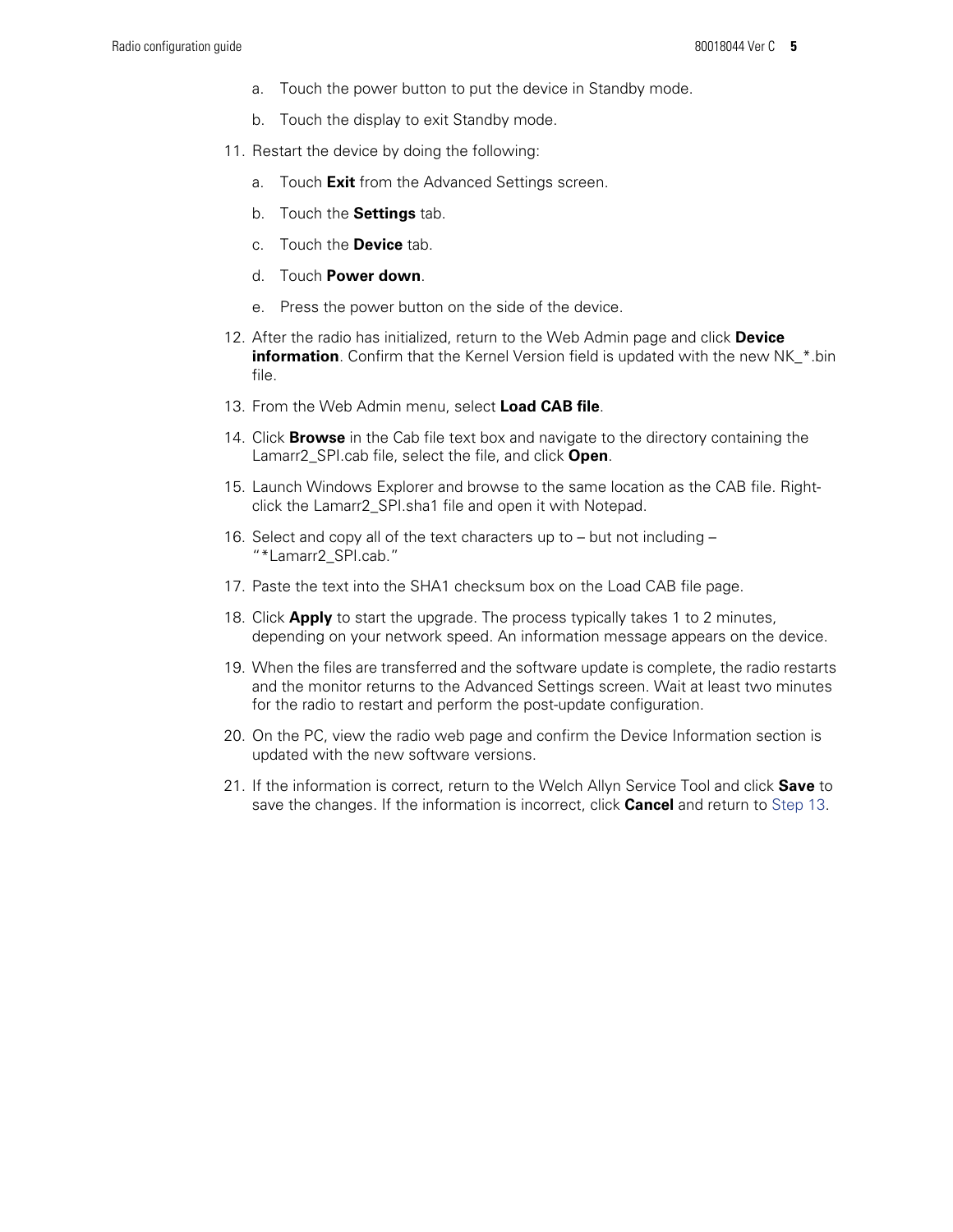a. Touch the power button to put the device in Standby mode.

   b. Touch the display to exit Standby mode.

11. Restart the device by doing the following:

    a. Touch **Exit** from the Advanced Settings screen.

    b. Touch the **Settings** tab.

    c. Touch the **Device** tab.

    d. Touch **Power down**.

    e. Press the power button on the side of the device.

12. After the radio has initialized, return to the Web Admin page and click **Device information**. Confirm that the Kernel Version field is updated with the new NK_*.bin file.

13. From the Web Admin menu, select **Load CAB file**.

14. Click **Browse** in the Cab file text box and navigate to the directory containing the Lamarr2_SPI.cab file, select the file, and click **Open**.

15. Launch Windows Explorer and browse to the same location as the CAB file. Right-click the Lamarr2_SPI.sha1 file and open it with Notepad.

16. Select and copy all of the text characters up to – but not including – "*Lamarr2_SPI.cab."

17. Paste the text into the SHA1 checksum box on the Load CAB file page.

18. Click **Apply** to start the upgrade. The process typically takes 1 to 2 minutes, depending on your network speed. An information message appears on the device.

19. When the files are transferred and the software update is complete, the radio restarts and the monitor returns to the Advanced Settings screen. Wait at least two minutes for the radio to restart and perform the post-update configuration.

20. On the PC, view the radio web page and confirm the Device Information section is updated with the new software versions.

21. If the information is correct, return to the Welch Allyn Service Tool and click **Save** to save the changes. If the information is incorrect, click **Cancel** and return to Step 13.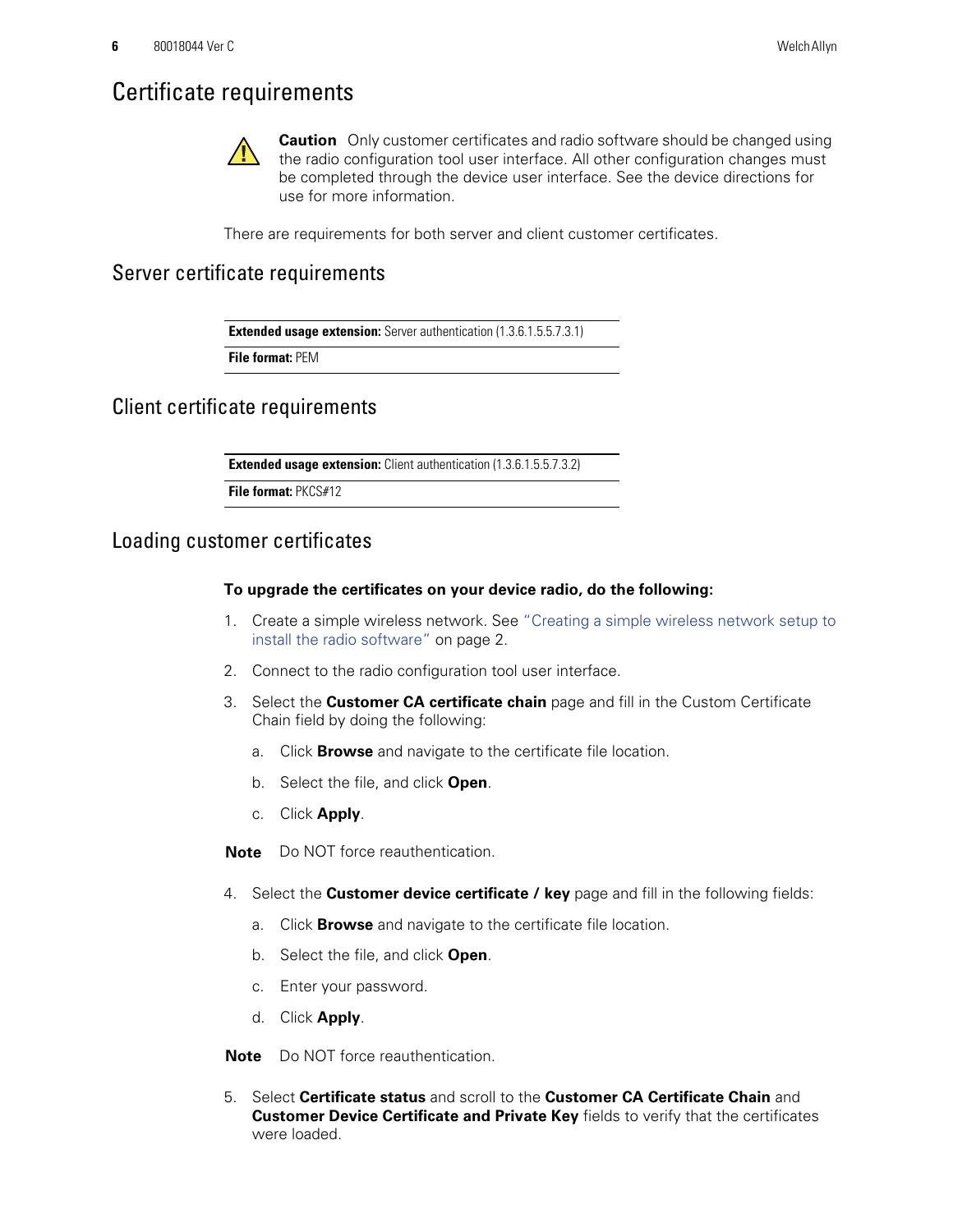# Certificate requirements

**Caution** Only customer certificates and radio software should be changed using the radio configuration tool user interface. All other configuration changes must be completed through the device user interface. See the device directions for use for more information.

There are requirements for both server and client customer certificates.

## Server certificate requirements

| |
|---|
| **Extended usage extension:** Server authentication (1.3.6.1.5.5.7.3.1) |
| **File format:** PEM |

## Client certificate requirements

| |
|---|
| **Extended usage extension:** Client authentication (1.3.6.1.5.5.7.3.2) |
| **File format:** PKCS#12 |

## Loading customer certificates

**To upgrade the certificates on your device radio, do the following:**

1. Create a simple wireless network. See "Creating a simple wireless network setup to install the radio software" on page 2.
2. Connect to the radio configuration tool user interface.
3. Select the **Customer CA certificate chain** page and fill in the Custom Certificate Chain field by doing the following:
   a. Click **Browse** and navigate to the certificate file location.
   b. Select the file, and click **Open**.
   c. Click **Apply**.

**Note** Do NOT force reauthentication.

4. Select the **Customer device certificate / key** page and fill in the following fields:
   a. Click **Browse** and navigate to the certificate file location.
   b. Select the file, and click **Open**.
   c. Enter your password.
   d. Click **Apply**.

**Note** Do NOT force reauthentication.

5. Select **Certificate status** and scroll to the **Customer CA Certificate Chain** and **Customer Device Certificate and Private Key** fields to verify that the certificates were loaded.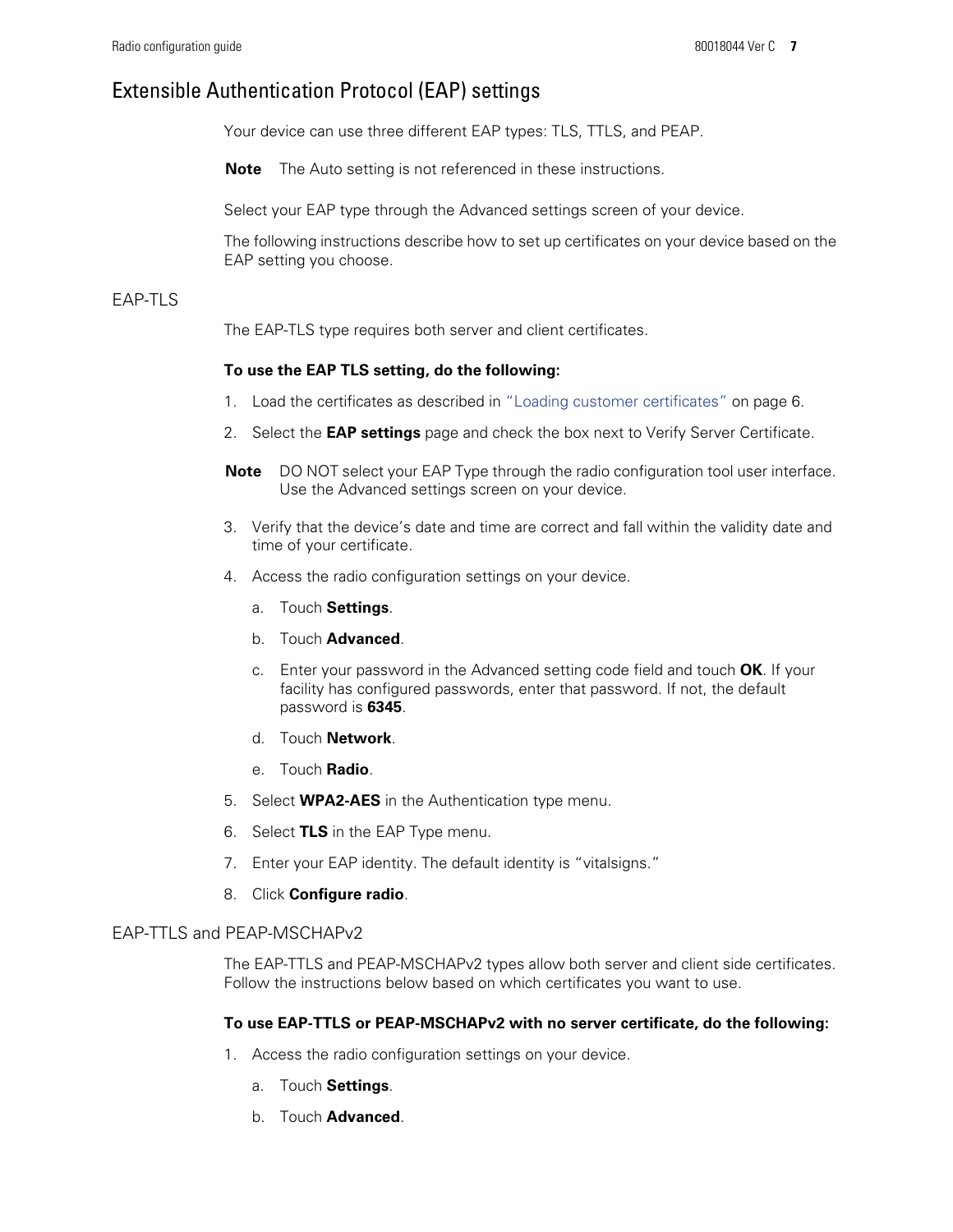## Extensible Authentication Protocol (EAP) settings

Your device can use three different EAP types: TLS, TTLS, and PEAP.

**Note** The Auto setting is not referenced in these instructions.

Select your EAP type through the Advanced settings screen of your device.

The following instructions describe how to set up certificates on your device based on the EAP setting you choose.

### EAP-TLS

The EAP-TLS type requires both server and client certificates.

**To use the EAP TLS setting, do the following:**

1. Load the certificates as described in "Loading customer certificates" on page 6.
2. Select the **EAP settings** page and check the box next to Verify Server Certificate.

**Note** DO NOT select your EAP Type through the radio configuration tool user interface. Use the Advanced settings screen on your device.

3. Verify that the device's date and time are correct and fall within the validity date and time of your certificate.
4. Access the radio configuration settings on your device.
   a. Touch **Settings**.
   b. Touch **Advanced**.
   c. Enter your password in the Advanced setting code field and touch **OK**. If your facility has configured passwords, enter that password. If not, the default password is **6345**.
   d. Touch **Network**.
   e. Touch **Radio**.
5. Select **WPA2-AES** in the Authentication type menu.
6. Select **TLS** in the EAP Type menu.
7. Enter your EAP identity. The default identity is "vitalsigns."
8. Click **Configure radio**.

### EAP-TTLS and PEAP-MSCHAPv2

The EAP-TTLS and PEAP-MSCHAPv2 types allow both server and client side certificates. Follow the instructions below based on which certificates you want to use.

**To use EAP-TTLS or PEAP-MSCHAPv2 with no server certificate, do the following:**

1. Access the radio configuration settings on your device.
   a. Touch **Settings**.
   b. Touch **Advanced**.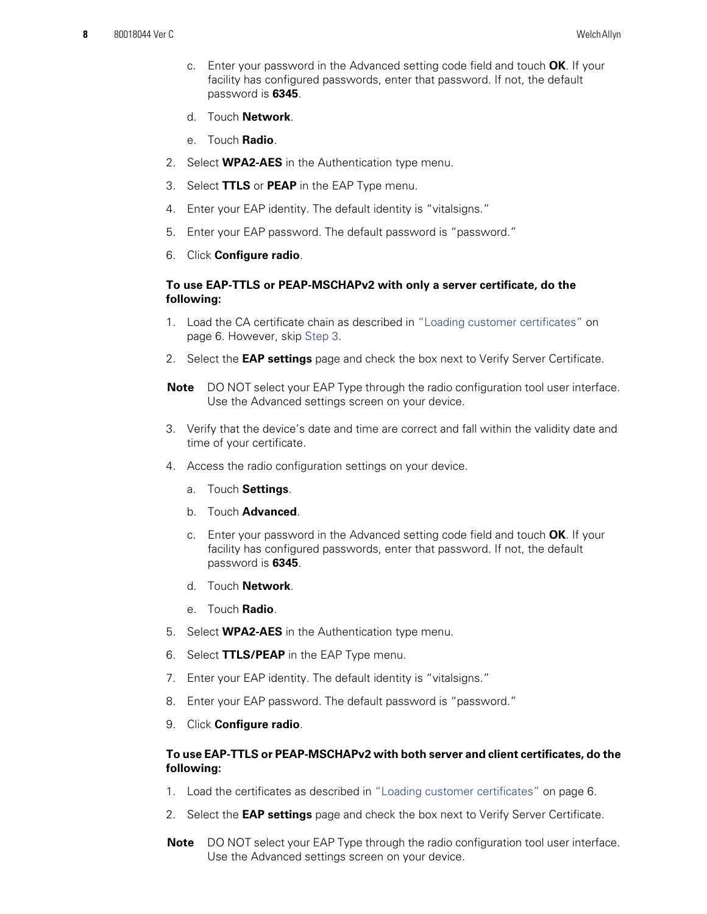c. Enter your password in the Advanced setting code field and touch **OK**. If your facility has configured passwords, enter that password. If not, the default password is **6345**.

d. Touch **Network**.

e. Touch **Radio**.

2. Select **WPA2-AES** in the Authentication type menu.
3. Select **TTLS** or **PEAP** in the EAP Type menu.
4. Enter your EAP identity. The default identity is "vitalsigns."
5. Enter your EAP password. The default password is "password."
6. Click **Configure radio**.

**To use EAP-TTLS or PEAP-MSCHAPv2 with only a server certificate, do the following:**

1. Load the CA certificate chain as described in "Loading customer certificates" on page 6. However, skip Step 3.
2. Select the **EAP settings** page and check the box next to Verify Server Certificate.

**Note** DO NOT select your EAP Type through the radio configuration tool user interface. Use the Advanced settings screen on your device.

3. Verify that the device's date and time are correct and fall within the validity date and time of your certificate.
4. Access the radio configuration settings on your device.
   a. Touch **Settings**.
   b. Touch **Advanced**.
   c. Enter your password in the Advanced setting code field and touch **OK**. If your facility has configured passwords, enter that password. If not, the default password is **6345**.
   d. Touch **Network**.
   e. Touch **Radio**.
5. Select **WPA2-AES** in the Authentication type menu.
6. Select **TTLS/PEAP** in the EAP Type menu.
7. Enter your EAP identity. The default identity is "vitalsigns."
8. Enter your EAP password. The default password is "password."
9. Click **Configure radio**.

**To use EAP-TTLS or PEAP-MSCHAPv2 with both server and client certificates, do the following:**

1. Load the certificates as described in "Loading customer certificates" on page 6.
2. Select the **EAP settings** page and check the box next to Verify Server Certificate.

**Note** DO NOT select your EAP Type through the radio configuration tool user interface. Use the Advanced settings screen on your device.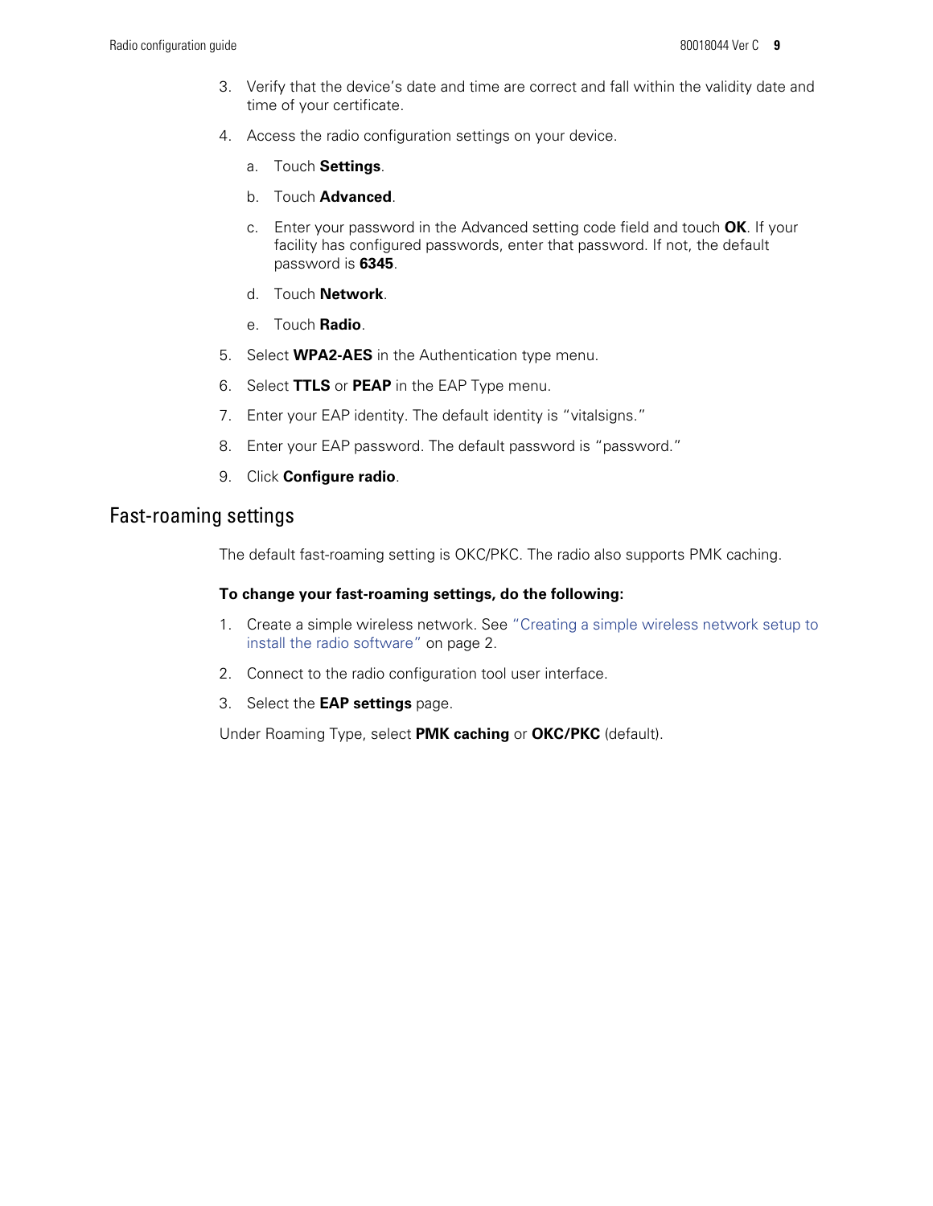3. Verify that the device's date and time are correct and fall within the validity date and time of your certificate.
4. Access the radio configuration settings on your device.
   a. Touch **Settings**.
   b. Touch **Advanced**.
   c. Enter your password in the Advanced setting code field and touch **OK**. If your facility has configured passwords, enter that password. If not, the default password is **6345**.
   d. Touch **Network**.
   e. Touch **Radio**.
5. Select **WPA2-AES** in the Authentication type menu.
6. Select **TTLS** or **PEAP** in the EAP Type menu.
7. Enter your EAP identity. The default identity is "vitalsigns."
8. Enter your EAP password. The default password is "password."
9. Click **Configure radio**.

## Fast-roaming settings

The default fast-roaming setting is OKC/PKC. The radio also supports PMK caching.

**To change your fast-roaming settings, do the following:**

1. Create a simple wireless network. See "Creating a simple wireless network setup to install the radio software" on page 2.
2. Connect to the radio configuration tool user interface.
3. Select the **EAP settings** page.

Under Roaming Type, select **PMK caching** or **OKC/PKC** (default).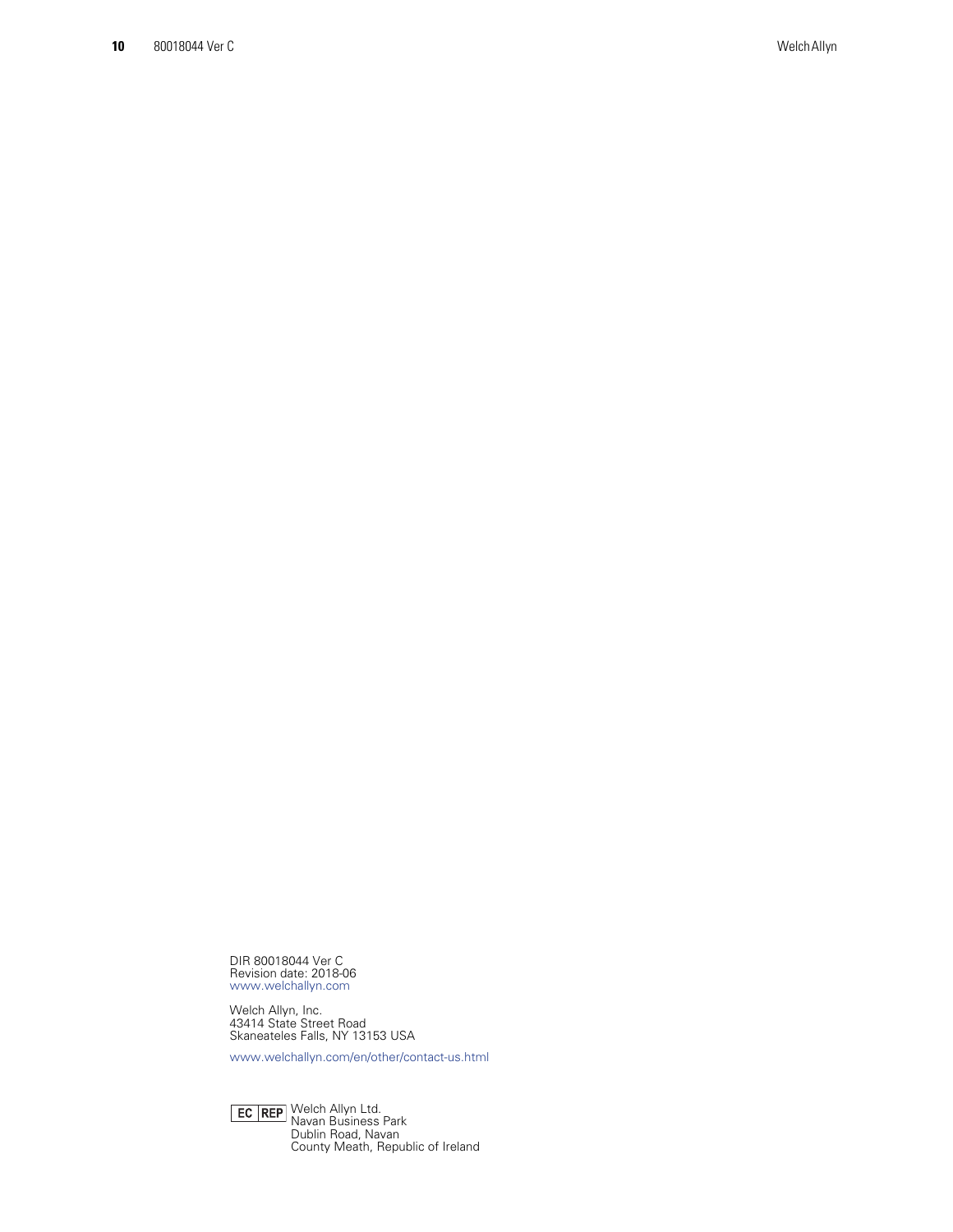DIR 80018044 Ver C
Revision date: 2018-06
www.welchallyn.com

Welch Allyn, Inc.
43414 State Street Road
Skaneateles Falls, NY 13153 USA

www.welchallyn.com/en/other/contact-us.html

EC REP Welch Allyn Ltd.
Navan Business Park
Dublin Road, Navan
County Meath, Republic of Ireland